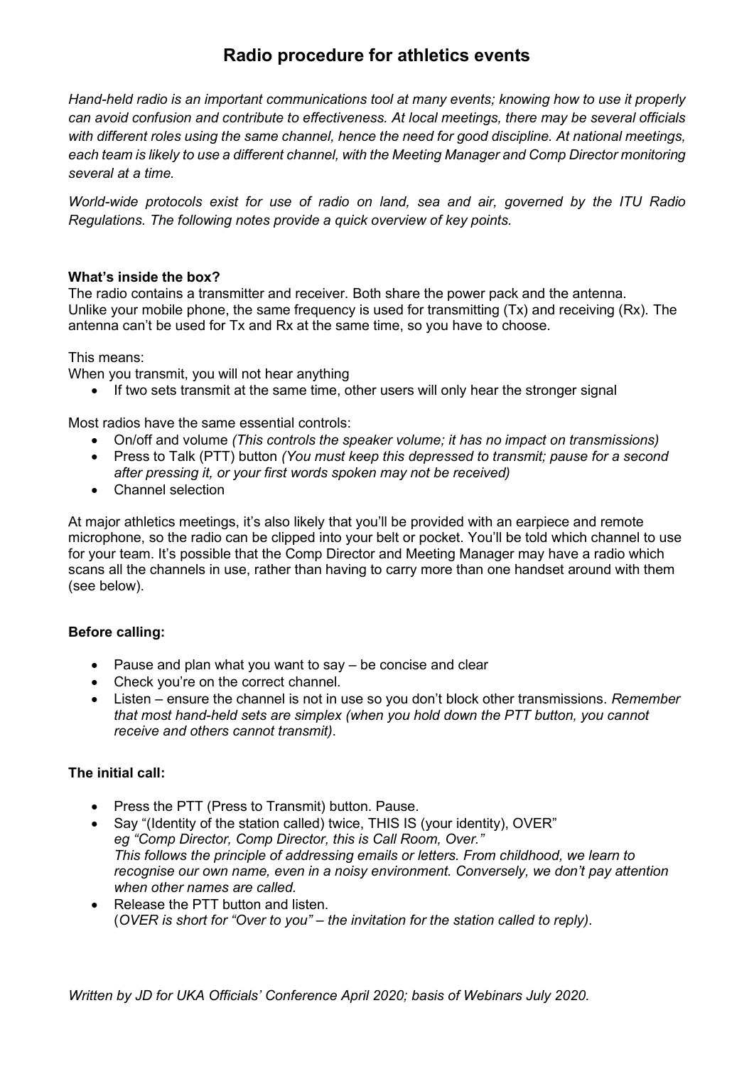# Radio procedure for athletics events

*Hand-held radio is an important communications tool at many events; knowing how to use it properly can avoid confusion and contribute to effectiveness. At local meetings, there may be several officials with different roles using the same channel, hence the need for good discipline. At national meetings, each team is likely to use a different channel, with the Meeting Manager and Comp Director monitoring several at a time.*

*World-wide protocols exist for use of radio on land, sea and air, governed by the ITU Radio Regulations. The following notes provide a quick overview of key points.*

**What's inside the box?**

The radio contains a transmitter and receiver. Both share the power pack and the antenna. Unlike your mobile phone, the same frequency is used for transmitting (Tx) and receiving (Rx). The antenna can't be used for Tx and Rx at the same time, so you have to choose.

This means:

When you transmit, you will not hear anything

- If two sets transmit at the same time, other users will only hear the stronger signal

Most radios have the same essential controls:

- On/off and volume *(This controls the speaker volume; it has no impact on transmissions)*
- Press to Talk (PTT) button *(You must keep this depressed to transmit; pause for a second after pressing it, or your first words spoken may not be received)*
- Channel selection

At major athletics meetings, it's also likely that you'll be provided with an earpiece and remote microphone, so the radio can be clipped into your belt or pocket. You'll be told which channel to use for your team. It's possible that the Comp Director and Meeting Manager may have a radio which scans all the channels in use, rather than having to carry more than one handset around with them (see below).

**Before calling:**

- Pause and plan what you want to say – be concise and clear
- Check you're on the correct channel.
- Listen – ensure the channel is not in use so you don't block other transmissions. *Remember that most hand-held sets are simplex (when you hold down the PTT button, you cannot receive and others cannot transmit).*

**The initial call:**

- Press the PTT (Press to Transmit) button. Pause.
- Say "(Identity of the station called) twice, THIS IS (your identity), OVER"
  *eg "Comp Director, Comp Director, this is Call Room, Over."*
  *This follows the principle of addressing emails or letters. From childhood, we learn to recognise our own name, even in a noisy environment. Conversely, we don't pay attention when other names are called.*
- Release the PTT button and listen.
  (*OVER is short for "Over to you" – the invitation for the station called to reply).*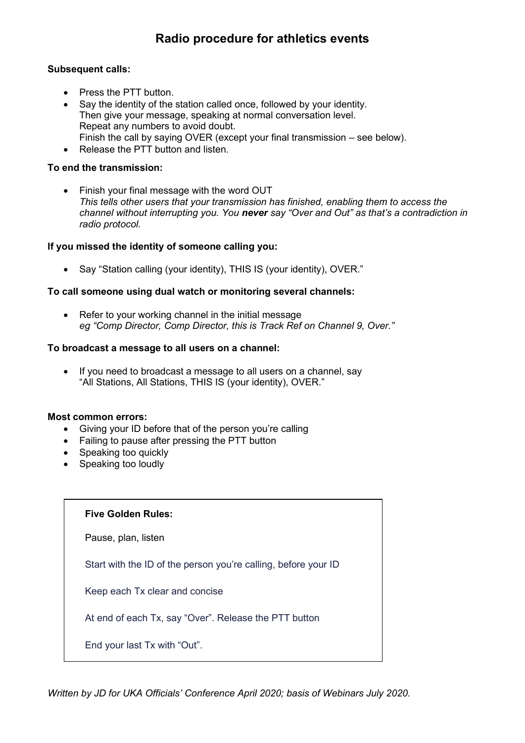# Radio procedure for athletics events

**Subsequent calls:**

- Press the PTT button.
- Say the identity of the station called once, followed by your identity.
  Then give your message, speaking at normal conversation level.
  Repeat any numbers to avoid doubt.
  Finish the call by saying OVER (except your final transmission – see below).
- Release the PTT button and listen.

**To end the transmission:**

- Finish your final message with the word OUT
  *This tells other users that your transmission has finished, enabling them to access the channel without interrupting you. You **never** say "Over and Out" as that's a contradiction in radio protocol.*

**If you missed the identity of someone calling you:**

- Say "Station calling (your identity), THIS IS (your identity), OVER."

**To call someone using dual watch or monitoring several channels:**

- Refer to your working channel in the initial message
  *eg "Comp Director, Comp Director, this is Track Ref on Channel 9, Over."*

**To broadcast a message to all users on a channel:**

- If you need to broadcast a message to all users on a channel, say
  "All Stations, All Stations, THIS IS (your identity), OVER."

**Most common errors:**

- Giving your ID before that of the person you're calling
- Failing to pause after pressing the PTT button
- Speaking too quickly
- Speaking too loudly

**Five Golden Rules:**

Pause, plan, listen

Start with the ID of the person you're calling, before your ID

Keep each Tx clear and concise

At end of each Tx, say "Over". Release the PTT button

End your last Tx with "Out".

*Written by JD for UKA Officials' Conference April 2020; basis of Webinars July 2020.*